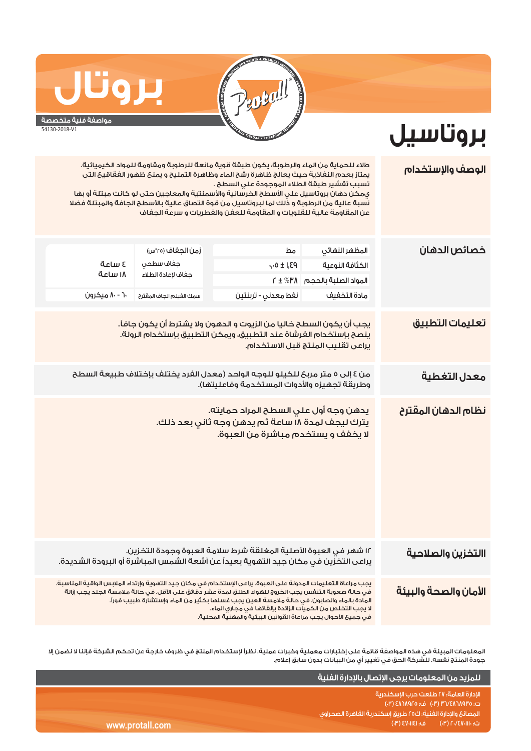# بروتال

**مواصفة فنية متخصصة**

54130-2018-V1

# بروتاسيل

## الوصف والإستخدام

طلاء للحماية من الماء والرطوبة، يكون طبقة قوية مانعة للرطوبة ومقاومة للمواد الكيميائية.
يمتاز بعدم النفاذية حيث يعالج ظاهرة رشح الماء وظاهرة التمليح و يمنع ظهور الفقاقيع التى تسبب تقشير طبقة الطلاء الموجودة على السطح .
يمكن دهان بروتاسيل على الأسطح الخرسانية والأسمنتية والمعاجين حتى لو كانت مبتلة أو بها نسبة عالية من الرطوبة و ذلك لما لبروتاسيل من قوة التصاق عالية بالأسطح الجافة والمبتلة فضلا عن المقاومة عالية للقلويات و المقاومة للعفن والفطريات و سرعة الجفاف

## خصائص الدهان

| | | | |
|---|---|---|---|
| المظهر النهائي | مط | زمن الجفاف (٢٥°س) | |
| الكثافة النوعية | ١,٤٩ ± ٠,٠٥ | جفاف سطحي | ٤ ساعة |
| المواد الصلبة بالحجم | ٣٨٪ ± ٢ | جفاف لإعادة الطلاء | ١٨ ساعة |
| مادة التخفيف | نفط معدني - تربنتين | سمك الفيلم الجاف المقترح | ٦٠ - ٨٠ ميكرون |

## تعليمات التطبيق

يجب أن يكون السطح خاليا من الزيوت و الدهون ولا يشترط أن يكون جافاً.
ينصح بإستخدام الفرشاة عند التطبيق، ويمكن التطبيق بإستخدام الرولة.
يراعى تقليب المنتج قبل الاستخدام.

## معدل التغطية

من ٤ إلى ٥ متر مربع للكيلو للوجه الواحد (معدل الفرد يختلف بإختلاف طبيعة السطح وطريقة تجهيزه والأدوات المستخدمة وفاعليتها).

## نظام الدهان المقترح

يدهن وجه أول على السطح المراد حمايته.
يترك ليجف لمدة ١٨ ساعة ثم يدهن وجه ثاني بعد ذلك.
لا يخفف و يستخدم مباشرة من العبوة.

## التخزين والصلاحية

١٢ شهر في العبوة الأصلية المغلقة شرط سلامة العبوة وجودة التخزين.
يراعى التخزين في مكان جيد التهوية بعيداً عن أشعة الشمس المباشرة أو البرودة الشديدة.

## الأمان والصحة والبيئة

يجب مراعاة التعليمات المدونة على العبوة. يراعى الإستخدام في مكان جيد التهوية وإرتداء الملابس الواقية المناسبة.
في حالة صعوبة التنفس يجب الخروج للهواء الطلق لمدة عشر دقائق على الأقل. في حالة ملامسة الجلد يجب إزالة المادة بالماء والصابون. في حالة ملامسة العين يجب غسلها بكثير من الماء وإستشارة طبيب فوراً.
لا يجب التخلص من الكميات الزائدة بإلقائها في مجاري الماء.
في جميع الأحوال يجب مراعاة القوانين البيئية والمهنية المحلية.

المعلومات المبينة في هذه المواصفة قائمة على إختبارات معملية وخبرات عملية. نظراً لإستخدام المنتج في ظروف خارجة عن تحكم الشركة فإننا لا نضمن إلا جودة المنتج نفسه. للشركة الحق في تغيير أي من البيانات بدون سابق إعلام.

**للمزيد من المعلومات يرجى الإتصال بالإدارة الفنية**

الإدارة العامة: ٢٧ طلعت حرب الإسكندرية
ت: ٤٨٦٨٩٣٥/٣٦ (٠٣) ف: ٤٨٦٨٩٢٥ (٠٣)
المصانع والإدارة الفنية: ك٢٥ طريق إسكندرية القاهرة الصحراوي
ت: ٤٧٠١١١٠/٢٠ (٠٣) ف: ٤٧٠١١٤١ (٠٣)

www.protall.com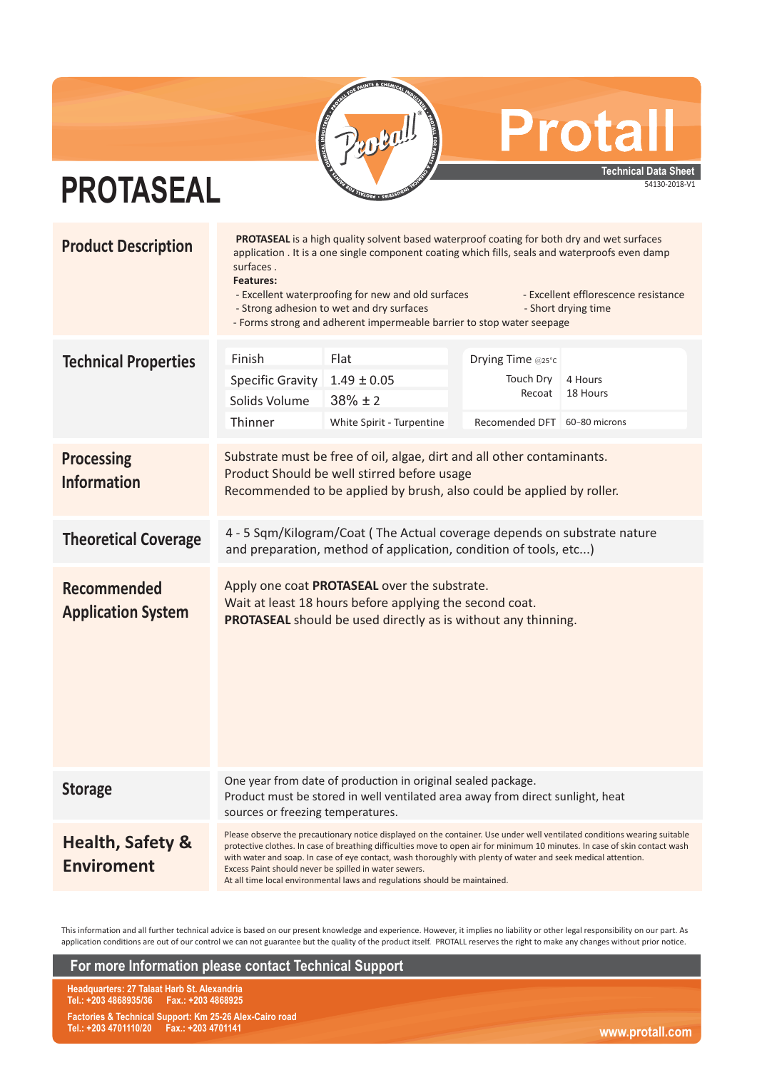# PROTASEAL

**Protall**

**Technical Data Sheet**
54130-2018-V1

## Product Description

**PROTASEAL** is a high quality solvent based waterproof coating for both dry and wet surfaces application . It is a one single component coating which fills, seals and waterproofs even damp surfaces .

**Features:**

- Excellent waterproofing for new and old surfaces
- Strong adhesion to wet and dry surfaces
- Forms strong and adherent impermeable barrier to stop water seepage
- Excellent efflorescence resistance
- Short drying time

## Technical Properties

| | | | |
|---|---|---|---|
| Finish | Flat | Drying Time @25°c | |
| Specific Gravity | 1.49 ± 0.05 | Touch Dry | 4 Hours |
| Solids Volume | 38% ± 2 | Recoat | 18 Hours |
| Thinner | White Spirit - Turpentine | Recomended DFT | 60–80 microns |

## Processing Information

Substrate must be free of oil, algae, dirt and all other contaminants.
Product Should be well stirred before usage
Recommended to be applied by brush, also could be applied by roller.

## Theoretical Coverage

4 - 5 Sqm/Kilogram/Coat ( The Actual coverage depends on substrate nature and preparation, method of application, condition of tools, etc...)

## Recommended Application System

Apply one coat **PROTASEAL** over the substrate.
Wait at least 18 hours before applying the second coat.
**PROTASEAL** should be used directly as is without any thinning.

## Storage

One year from date of production in original sealed package.
Product must be stored in well ventilated area away from direct sunlight, heat sources or freezing temperatures.

## Health, Safety & Enviroment

Please observe the precautionary notice displayed on the container. Use under well ventilated conditions wearing suitable protective clothes. In case of breathing difficulties move to open air for minimum 10 minutes. In case of skin contact wash with water and soap. In case of eye contact, wash thoroughly with plenty of water and seek medical attention.
Excess Paint should never be spilled in water sewers.
At all time local environmental laws and regulations should be maintained.

This information and all further technical advice is based on our present knowledge and experience. However, it implies no liability or other legal responsibility on our part. As application conditions are out of our control we can not guarantee but the quality of the product itself. PROTALL reserves the right to make any changes without prior notice.

**For more Information please contact Technical Support**

**Headquarters: 27 Talaat Harb St. Alexandria**
**Tel.: +203 4868935/36 Fax.: +203 4868925**

**Factories & Technical Support: Km 25-26 Alex-Cairo road**
**Tel.: +203 4701110/20 Fax.: +203 4701141**

**www.protall.com**